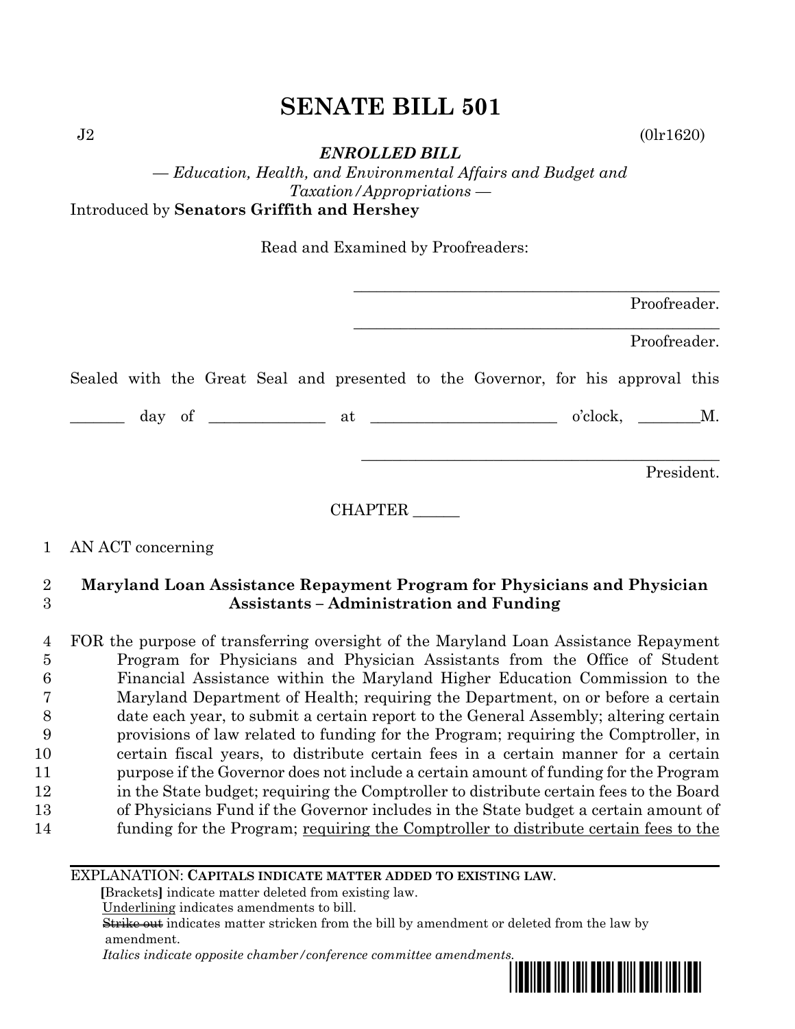# SENATE BILL 501

J2 (0lr1620)

***ENROLLED BILL***

*— Education, Health, and Environmental Affairs and Budget and Taxation/Appropriations —*

Introduced by **Senators Griffith and Hershey**

Read and Examined by Proofreaders:

_______________________________________________ Proofreader.

_______________________________________________ Proofreader.

Sealed with the Great Seal and presented to the Governor, for his approval this

_______ day of ______________ at _______________________ o'clock, ________M.

_______________________________________________ President.

CHAPTER ______

1 AN ACT concerning

2 **Maryland Loan Assistance Repayment Program for Physicians and Physician**
3 **Assistants – Administration and Funding**

4 FOR the purpose of transferring oversight of the Maryland Loan Assistance Repayment
5 Program for Physicians and Physician Assistants from the Office of Student
6 Financial Assistance within the Maryland Higher Education Commission to the
7 Maryland Department of Health; requiring the Department, on or before a certain
8 date each year, to submit a certain report to the General Assembly; altering certain
9 provisions of law related to funding for the Program; requiring the Comptroller, in
10 certain fiscal years, to distribute certain fees in a certain manner for a certain
11 purpose if the Governor does not include a certain amount of funding for the Program
12 in the State budget; requiring the Comptroller to distribute certain fees to the Board
13 of Physicians Fund if the Governor includes in the State budget a certain amount of
14 funding for the Program; <u>requiring the Comptroller to distribute certain fees to the</u>

---

EXPLANATION: **CAPITALS INDICATE MATTER ADDED TO EXISTING LAW.**

**[**Brackets**]** indicate matter deleted from existing law.

<u>Underlining</u> indicates amendments to bill.

~~Strike out~~ indicates matter stricken from the bill by amendment or deleted from the law by amendment.

*Italics indicate opposite chamber/conference committee amendments.*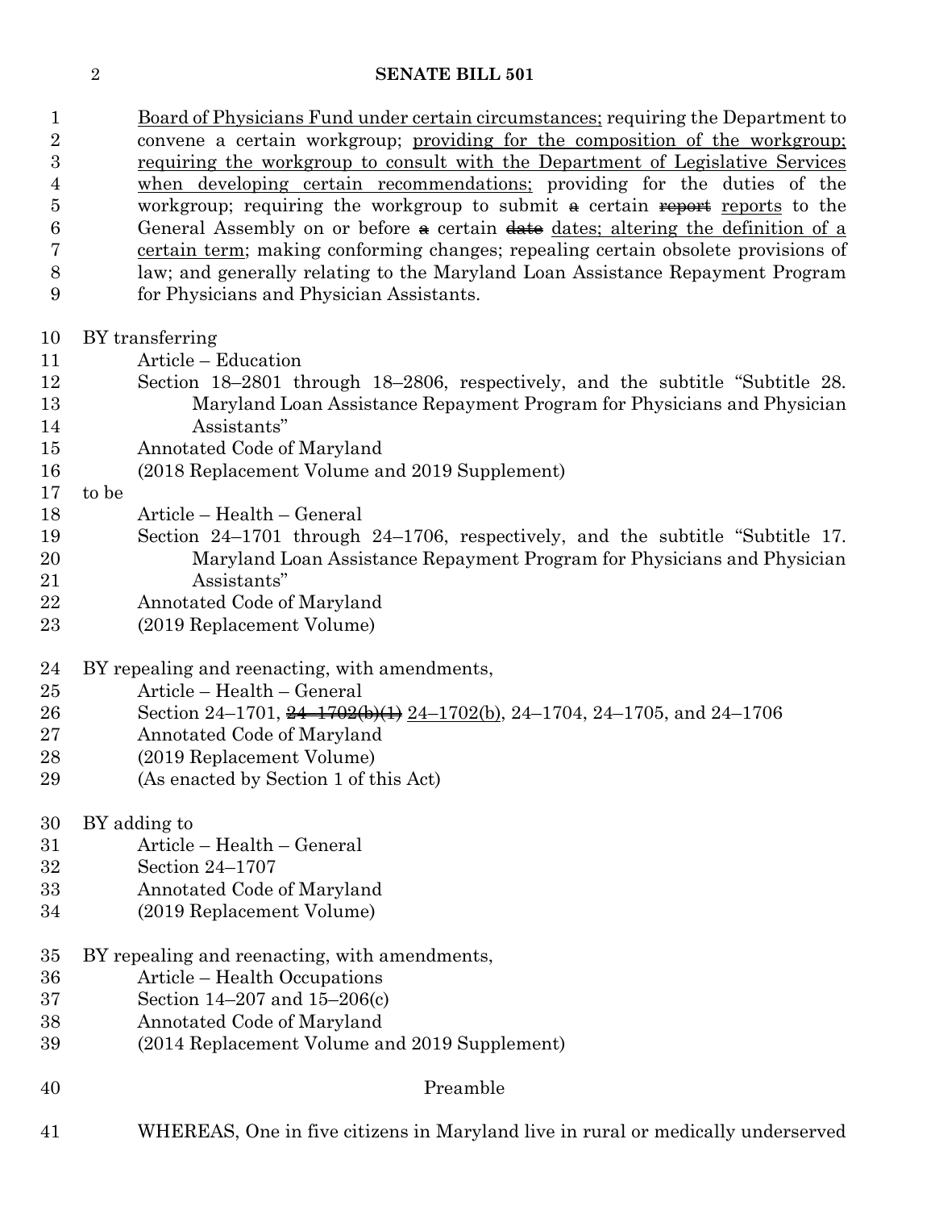Board of Physicians Fund under certain circumstances; requiring the Department to convene a certain workgroup; providing for the composition of the workgroup; requiring the workgroup to consult with the Department of Legislative Services when developing certain recommendations; providing for the duties of the workgroup; requiring the workgroup to submit ~~a~~ certain ~~report~~ reports to the General Assembly on or before ~~a~~ certain ~~date~~ dates; altering the definition of a certain term; making conforming changes; repealing certain obsolete provisions of law; and generally relating to the Maryland Loan Assistance Repayment Program for Physicians and Physician Assistants.

BY transferring

Article – Education

Section 18–2801 through 18–2806, respectively, and the subtitle "Subtitle 28. Maryland Loan Assistance Repayment Program for Physicians and Physician Assistants"

Annotated Code of Maryland

(2018 Replacement Volume and 2019 Supplement)

to be

Article – Health – General

Section 24–1701 through 24–1706, respectively, and the subtitle "Subtitle 17. Maryland Loan Assistance Repayment Program for Physicians and Physician Assistants"

Annotated Code of Maryland

(2019 Replacement Volume)

BY repealing and reenacting, with amendments,

Article – Health – General

Section 24–1701, ~~24–1702(b)(1)~~ 24–1702(b), 24–1704, 24–1705, and 24–1706

Annotated Code of Maryland

(2019 Replacement Volume)

(As enacted by Section 1 of this Act)

BY adding to

Article – Health – General

Section 24–1707

Annotated Code of Maryland

(2019 Replacement Volume)

BY repealing and reenacting, with amendments,

Article – Health Occupations

Section 14–207 and 15–206(c)

Annotated Code of Maryland

(2014 Replacement Volume and 2019 Supplement)

Preamble

WHEREAS, One in five citizens in Maryland live in rural or medically underserved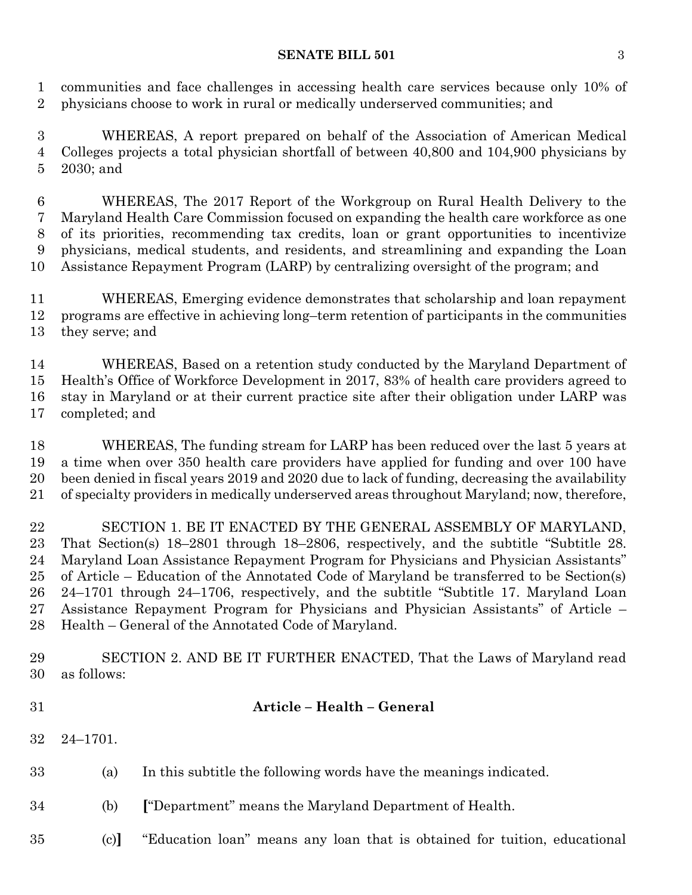communities and face challenges in accessing health care services because only 10% of physicians choose to work in rural or medically underserved communities; and

WHEREAS, A report prepared on behalf of the Association of American Medical Colleges projects a total physician shortfall of between 40,800 and 104,900 physicians by 2030; and

WHEREAS, The 2017 Report of the Workgroup on Rural Health Delivery to the Maryland Health Care Commission focused on expanding the health care workforce as one of its priorities, recommending tax credits, loan or grant opportunities to incentivize physicians, medical students, and residents, and streamlining and expanding the Loan Assistance Repayment Program (LARP) by centralizing oversight of the program; and

WHEREAS, Emerging evidence demonstrates that scholarship and loan repayment programs are effective in achieving long–term retention of participants in the communities they serve; and

WHEREAS, Based on a retention study conducted by the Maryland Department of Health's Office of Workforce Development in 2017, 83% of health care providers agreed to stay in Maryland or at their current practice site after their obligation under LARP was completed; and

WHEREAS, The funding stream for LARP has been reduced over the last 5 years at a time when over 350 health care providers have applied for funding and over 100 have been denied in fiscal years 2019 and 2020 due to lack of funding, decreasing the availability of specialty providers in medically underserved areas throughout Maryland; now, therefore,

SECTION 1. BE IT ENACTED BY THE GENERAL ASSEMBLY OF MARYLAND, That Section(s) 18–2801 through 18–2806, respectively, and the subtitle "Subtitle 28. Maryland Loan Assistance Repayment Program for Physicians and Physician Assistants" of Article – Education of the Annotated Code of Maryland be transferred to be Section(s) 24–1701 through 24–1706, respectively, and the subtitle "Subtitle 17. Maryland Loan Assistance Repayment Program for Physicians and Physician Assistants" of Article – Health – General of the Annotated Code of Maryland.

SECTION 2. AND BE IT FURTHER ENACTED, That the Laws of Maryland read as follows:

**Article – Health – General**

24–1701.

(a) In this subtitle the following words have the meanings indicated.

(b) **[**"Department" means the Maryland Department of Health.

(c)**]** "Education loan" means any loan that is obtained for tuition, educational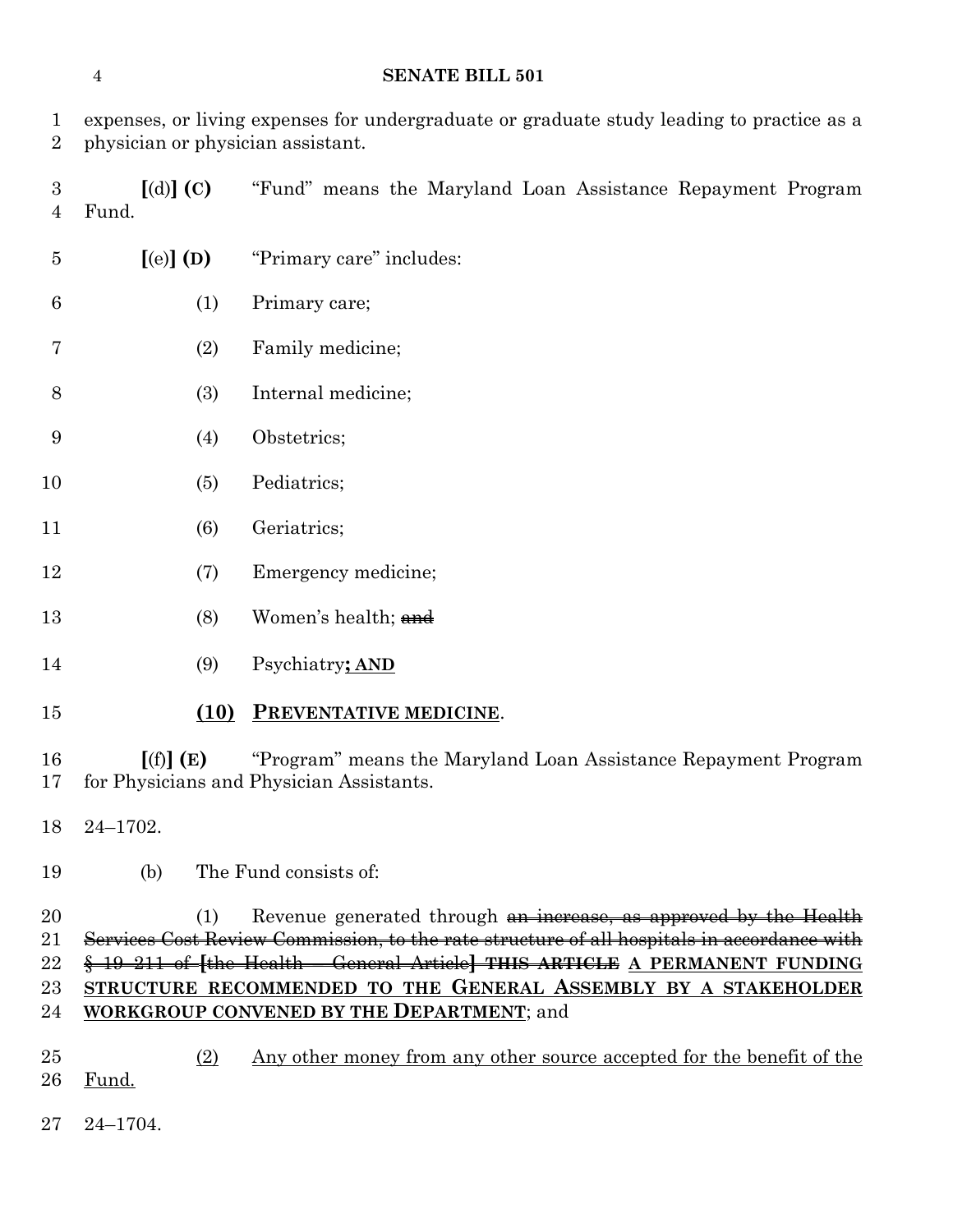expenses, or living expenses for undergraduate or graduate study leading to practice as a physician or physician assistant.

[(d)] **(C)** "Fund" means the Maryland Loan Assistance Repayment Program Fund.

[(e)] **(D)** "Primary care" includes:

(1) Primary care;

(2) Family medicine;

(3) Internal medicine;

(4) Obstetrics;

(5) Pediatrics;

(6) Geriatrics;

(7) Emergency medicine;

(8) Women's health; ~~and~~

(9) Psychiatry**; AND**

**(10) PREVENTATIVE MEDICINE**.

[(f)] **(E)** "Program" means the Maryland Loan Assistance Repayment Program for Physicians and Physician Assistants.

24–1702.

(b) The Fund consists of:

(1) Revenue generated through ~~an increase, as approved by the Health Services Cost Review Commission, to the rate structure of all hospitals in accordance with § 19–211 of [the Health – General Article] **THIS ARTICLE**~~ **A PERMANENT FUNDING STRUCTURE RECOMMENDED TO THE GENERAL ASSEMBLY BY A STAKEHOLDER WORKGROUP CONVENED BY THE DEPARTMENT**; and

(2) Any other money from any other source accepted for the benefit of the Fund.

24–1704.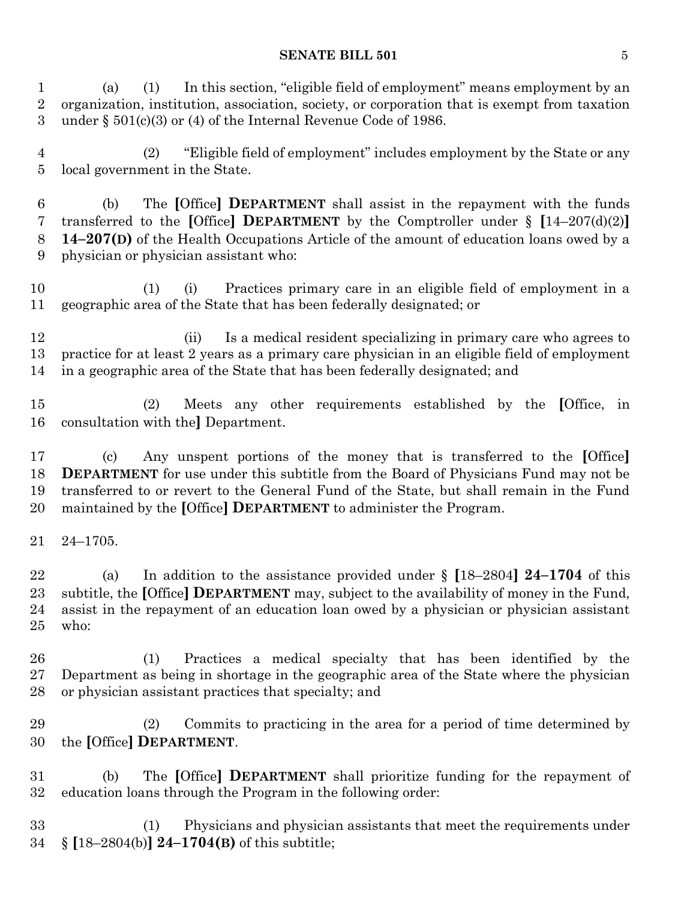(a) (1) In this section, "eligible field of employment" means employment by an organization, institution, association, society, or corporation that is exempt from taxation under § 501(c)(3) or (4) of the Internal Revenue Code of 1986.

(2) "Eligible field of employment" includes employment by the State or any local government in the State.

(b) The **[**Office**]** **DEPARTMENT** shall assist in the repayment with the funds transferred to the **[**Office**]** **DEPARTMENT** by the Comptroller under § **[**14–207(d)(2)**]** **14–207(D)** of the Health Occupations Article of the amount of education loans owed by a physician or physician assistant who:

(1) (i) Practices primary care in an eligible field of employment in a geographic area of the State that has been federally designated; or

(ii) Is a medical resident specializing in primary care who agrees to practice for at least 2 years as a primary care physician in an eligible field of employment in a geographic area of the State that has been federally designated; and

(2) Meets any other requirements established by the **[**Office, in consultation with the**]** Department.

(c) Any unspent portions of the money that is transferred to the **[**Office**]** **DEPARTMENT** for use under this subtitle from the Board of Physicians Fund may not be transferred to or revert to the General Fund of the State, but shall remain in the Fund maintained by the **[**Office**]** **DEPARTMENT** to administer the Program.

24–1705.

(a) In addition to the assistance provided under § **[**18–2804**]** **24–1704** of this subtitle, the **[**Office**]** **DEPARTMENT** may, subject to the availability of money in the Fund, assist in the repayment of an education loan owed by a physician or physician assistant who:

(1) Practices a medical specialty that has been identified by the Department as being in shortage in the geographic area of the State where the physician or physician assistant practices that specialty; and

(2) Commits to practicing in the area for a period of time determined by the **[**Office**]** **DEPARTMENT**.

(b) The **[**Office**]** **DEPARTMENT** shall prioritize funding for the repayment of education loans through the Program in the following order:

(1) Physicians and physician assistants that meet the requirements under § **[**18–2804(b)**]** **24–1704(B)** of this subtitle;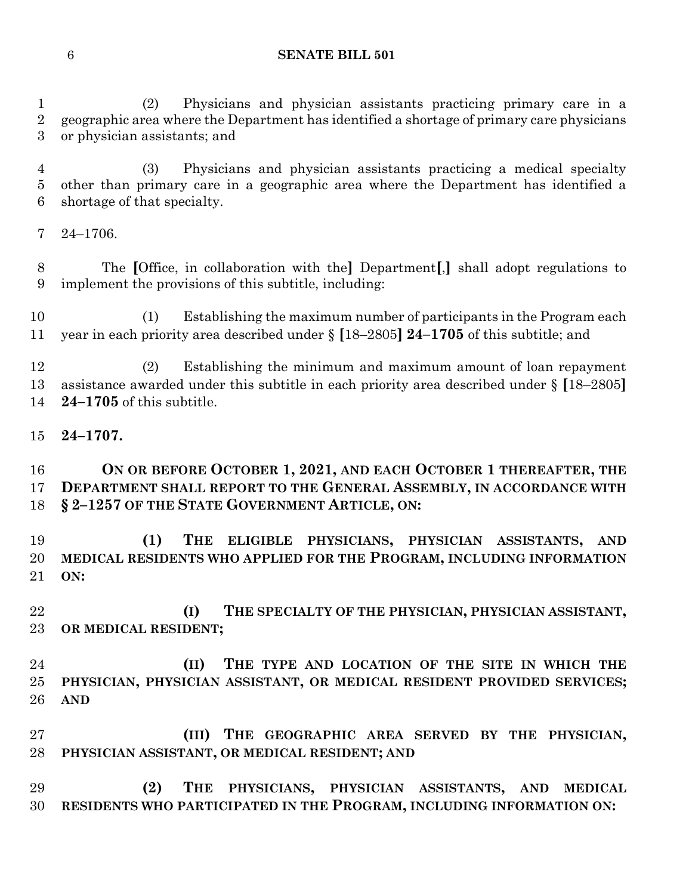(2) Physicians and physician assistants practicing primary care in a geographic area where the Department has identified a shortage of primary care physicians or physician assistants; and

(3) Physicians and physician assistants practicing a medical specialty other than primary care in a geographic area where the Department has identified a shortage of that specialty.

24–1706.

The [Office, in collaboration with the] Department[,] shall adopt regulations to implement the provisions of this subtitle, including:

(1) Establishing the maximum number of participants in the Program each year in each priority area described under § [18–2805] **24–1705** of this subtitle; and

(2) Establishing the minimum and maximum amount of loan repayment assistance awarded under this subtitle in each priority area described under § [18–2805] **24–1705** of this subtitle.

**24–1707.**

**ON OR BEFORE OCTOBER 1, 2021, AND EACH OCTOBER 1 THEREAFTER, THE DEPARTMENT SHALL REPORT TO THE GENERAL ASSEMBLY, IN ACCORDANCE WITH § 2–1257 OF THE STATE GOVERNMENT ARTICLE, ON:**

**(1) THE ELIGIBLE PHYSICIANS, PHYSICIAN ASSISTANTS, AND MEDICAL RESIDENTS WHO APPLIED FOR THE PROGRAM, INCLUDING INFORMATION ON:**

**(I) THE SPECIALTY OF THE PHYSICIAN, PHYSICIAN ASSISTANT, OR MEDICAL RESIDENT;**

**(II) THE TYPE AND LOCATION OF THE SITE IN WHICH THE PHYSICIAN, PHYSICIAN ASSISTANT, OR MEDICAL RESIDENT PROVIDED SERVICES; AND**

**(III) THE GEOGRAPHIC AREA SERVED BY THE PHYSICIAN, PHYSICIAN ASSISTANT, OR MEDICAL RESIDENT; AND**

**(2) THE PHYSICIANS, PHYSICIAN ASSISTANTS, AND MEDICAL RESIDENTS WHO PARTICIPATED IN THE PROGRAM, INCLUDING INFORMATION ON:**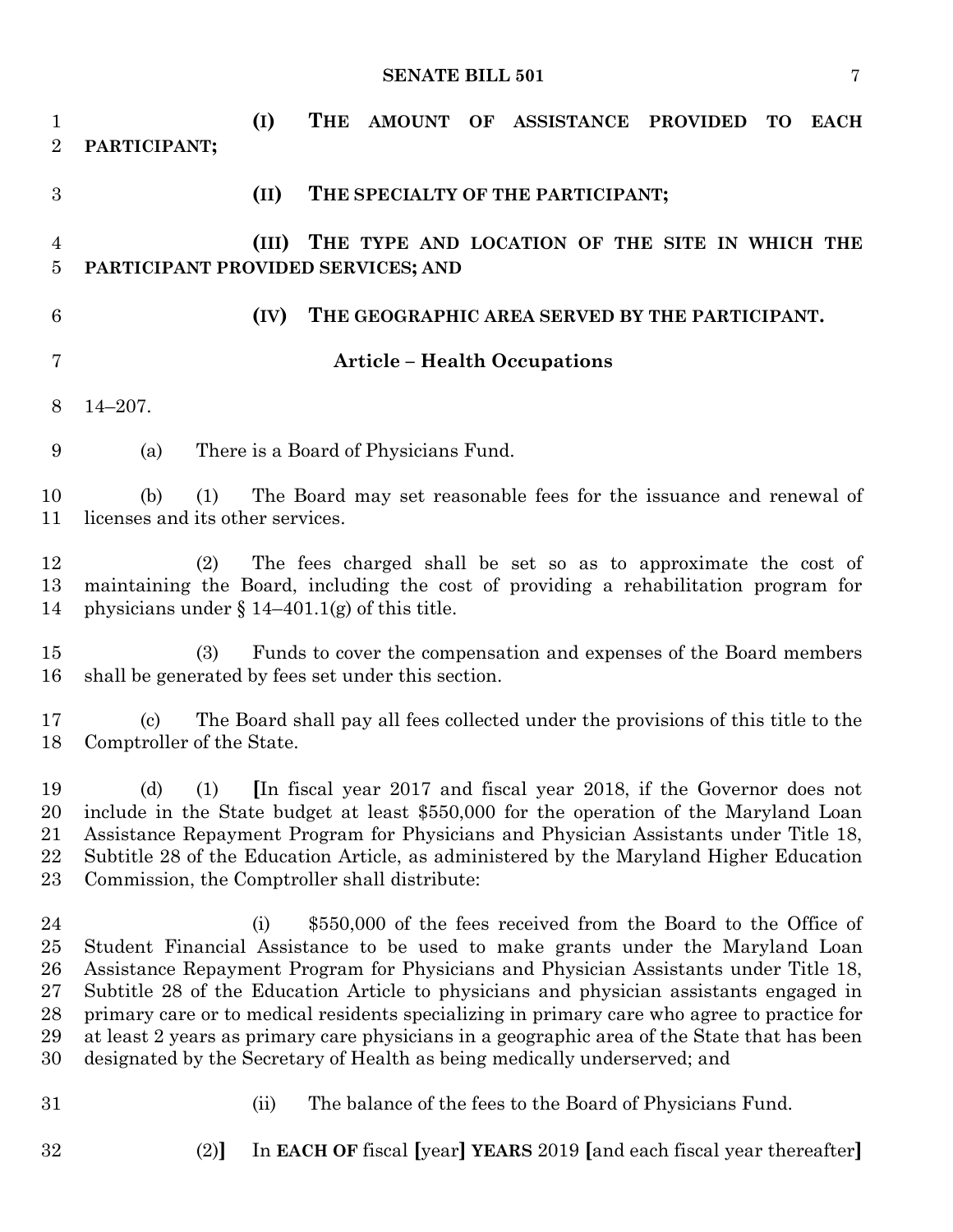(I) **THE AMOUNT OF ASSISTANCE PROVIDED TO EACH PARTICIPANT;**

(II) **THE SPECIALTY OF THE PARTICIPANT;**

(III) **THE TYPE AND LOCATION OF THE SITE IN WHICH THE PARTICIPANT PROVIDED SERVICES; AND**

(IV) **THE GEOGRAPHIC AREA SERVED BY THE PARTICIPANT.**

**Article – Health Occupations**

14–207.

(a) There is a Board of Physicians Fund.

(b) (1) The Board may set reasonable fees for the issuance and renewal of licenses and its other services.

(2) The fees charged shall be set so as to approximate the cost of maintaining the Board, including the cost of providing a rehabilitation program for physicians under § 14–401.1(g) of this title.

(3) Funds to cover the compensation and expenses of the Board members shall be generated by fees set under this section.

(c) The Board shall pay all fees collected under the provisions of this title to the Comptroller of the State.

(d) (1) **[**In fiscal year 2017 and fiscal year 2018, if the Governor does not include in the State budget at least $550,000 for the operation of the Maryland Loan Assistance Repayment Program for Physicians and Physician Assistants under Title 18, Subtitle 28 of the Education Article, as administered by the Maryland Higher Education Commission, the Comptroller shall distribute:

(i) $550,000 of the fees received from the Board to the Office of Student Financial Assistance to be used to make grants under the Maryland Loan Assistance Repayment Program for Physicians and Physician Assistants under Title 18, Subtitle 28 of the Education Article to physicians and physician assistants engaged in primary care or to medical residents specializing in primary care who agree to practice for at least 2 years as primary care physicians in a geographic area of the State that has been designated by the Secretary of Health as being medically underserved; and

(ii) The balance of the fees to the Board of Physicians Fund.

(2)**]** In **EACH OF** fiscal **[**year**]** **YEARS** 2019 **[**and each fiscal year thereafter**]**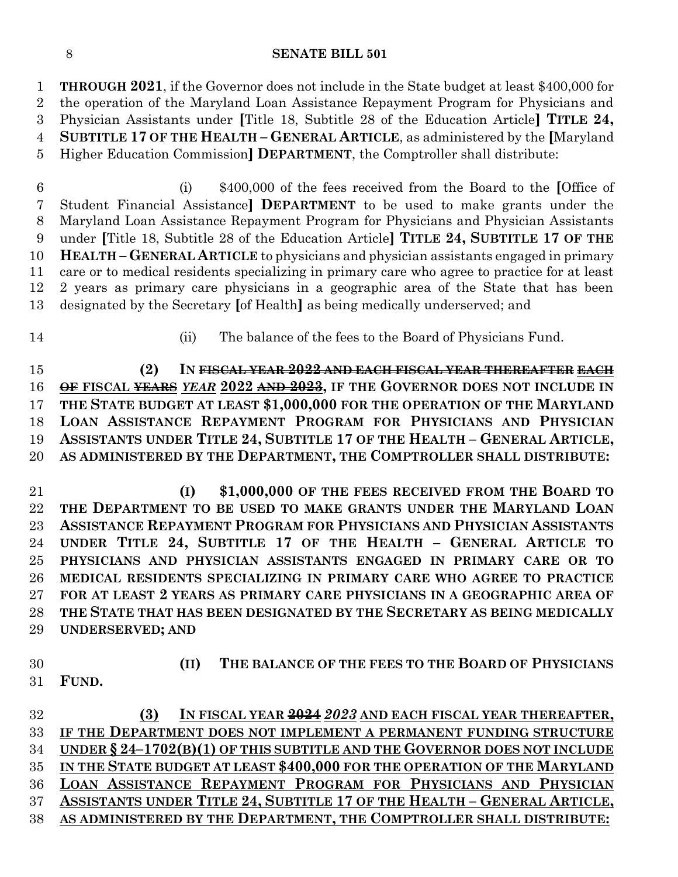**THROUGH 2021**, if the Governor does not include in the State budget at least $400,000 for the operation of the Maryland Loan Assistance Repayment Program for Physicians and Physician Assistants under **[**Title 18, Subtitle 28 of the Education Article**]** **TITLE 24, SUBTITLE 17 OF THE HEALTH – GENERAL ARTICLE**, as administered by the **[**Maryland Higher Education Commission**]** **DEPARTMENT**, the Comptroller shall distribute:

(i) $400,000 of the fees received from the Board to the **[**Office of Student Financial Assistance**]** **DEPARTMENT** to be used to make grants under the Maryland Loan Assistance Repayment Program for Physicians and Physician Assistants under **[**Title 18, Subtitle 28 of the Education Article**]** **TITLE 24, SUBTITLE 17 OF THE HEALTH – GENERAL ARTICLE** to physicians and physician assistants engaged in primary care or to medical residents specializing in primary care who agree to practice for at least 2 years as primary care physicians in a geographic area of the State that has been designated by the Secretary **[**of Health**]** as being medically underserved; and

(ii) The balance of the fees to the Board of Physicians Fund.

**(2) IN ~~FISCAL YEAR 2022 AND EACH FISCAL YEAR THEREAFTER~~ ~~EACH OF~~ FISCAL ~~YEARS~~ *YEAR* 2022 ~~AND 2023~~, IF THE GOVERNOR DOES NOT INCLUDE IN THE STATE BUDGET AT LEAST $1,000,000 FOR THE OPERATION OF THE MARYLAND LOAN ASSISTANCE REPAYMENT PROGRAM FOR PHYSICIANS AND PHYSICIAN ASSISTANTS UNDER TITLE 24, SUBTITLE 17 OF THE HEALTH – GENERAL ARTICLE, AS ADMINISTERED BY THE DEPARTMENT, THE COMPTROLLER SHALL DISTRIBUTE:**

**(I) $1,000,000 OF THE FEES RECEIVED FROM THE BOARD TO THE DEPARTMENT TO BE USED TO MAKE GRANTS UNDER THE MARYLAND LOAN ASSISTANCE REPAYMENT PROGRAM FOR PHYSICIANS AND PHYSICIAN ASSISTANTS UNDER TITLE 24, SUBTITLE 17 OF THE HEALTH – GENERAL ARTICLE TO PHYSICIANS AND PHYSICIAN ASSISTANTS ENGAGED IN PRIMARY CARE OR TO MEDICAL RESIDENTS SPECIALIZING IN PRIMARY CARE WHO AGREE TO PRACTICE FOR AT LEAST 2 YEARS AS PRIMARY CARE PHYSICIANS IN A GEOGRAPHIC AREA OF THE STATE THAT HAS BEEN DESIGNATED BY THE SECRETARY AS BEING MEDICALLY UNDERSERVED; AND**

**(II) THE BALANCE OF THE FEES TO THE BOARD OF PHYSICIANS FUND.**

**(3) IN FISCAL YEAR ~~2024~~ *2023* AND EACH FISCAL YEAR THEREAFTER, IF THE DEPARTMENT DOES NOT IMPLEMENT A PERMANENT FUNDING STRUCTURE UNDER § 24–1702(B)(1) OF THIS SUBTITLE AND THE GOVERNOR DOES NOT INCLUDE IN THE STATE BUDGET AT LEAST $400,000 FOR THE OPERATION OF THE MARYLAND LOAN ASSISTANCE REPAYMENT PROGRAM FOR PHYSICIANS AND PHYSICIAN ASSISTANTS UNDER TITLE 24, SUBTITLE 17 OF THE HEALTH – GENERAL ARTICLE, AS ADMINISTERED BY THE DEPARTMENT, THE COMPTROLLER SHALL DISTRIBUTE:**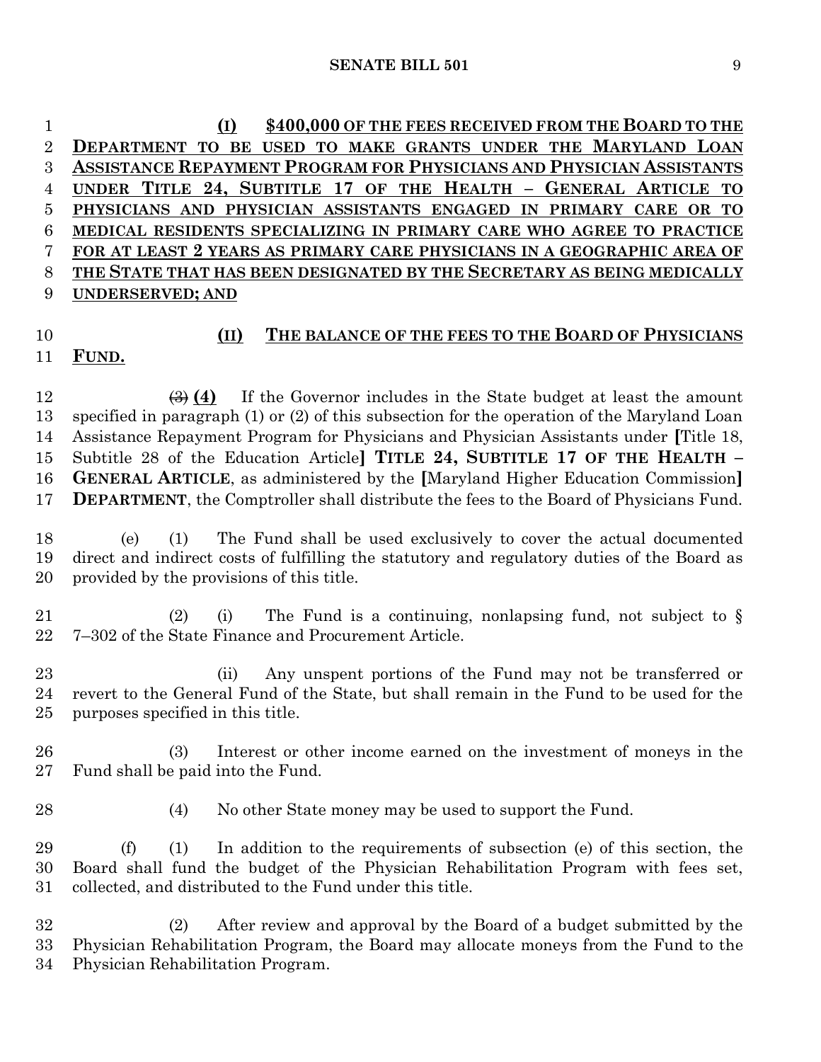**(I)** **$400,000 OF THE FEES RECEIVED FROM THE BOARD TO THE DEPARTMENT TO BE USED TO MAKE GRANTS UNDER THE MARYLAND LOAN ASSISTANCE REPAYMENT PROGRAM FOR PHYSICIANS AND PHYSICIAN ASSISTANTS UNDER TITLE 24, SUBTITLE 17 OF THE HEALTH – GENERAL ARTICLE TO PHYSICIANS AND PHYSICIAN ASSISTANTS ENGAGED IN PRIMARY CARE OR TO MEDICAL RESIDENTS SPECIALIZING IN PRIMARY CARE WHO AGREE TO PRACTICE FOR AT LEAST 2 YEARS AS PRIMARY CARE PHYSICIANS IN A GEOGRAPHIC AREA OF THE STATE THAT HAS BEEN DESIGNATED BY THE SECRETARY AS BEING MEDICALLY UNDERSERVED; AND**

**(II)** **THE BALANCE OF THE FEES TO THE BOARD OF PHYSICIANS FUND.**

~~(3)~~ **(4)** If the Governor includes in the State budget at least the amount specified in paragraph (1) or (2) of this subsection for the operation of the Maryland Loan Assistance Repayment Program for Physicians and Physician Assistants under **[**Title 18, Subtitle 28 of the Education Article**]** **TITLE 24, SUBTITLE 17 OF THE HEALTH – GENERAL ARTICLE**, as administered by the **[**Maryland Higher Education Commission**]** **DEPARTMENT**, the Comptroller shall distribute the fees to the Board of Physicians Fund.

(e) (1) The Fund shall be used exclusively to cover the actual documented direct and indirect costs of fulfilling the statutory and regulatory duties of the Board as provided by the provisions of this title.

(2) (i) The Fund is a continuing, nonlapsing fund, not subject to § 7–302 of the State Finance and Procurement Article.

(ii) Any unspent portions of the Fund may not be transferred or revert to the General Fund of the State, but shall remain in the Fund to be used for the purposes specified in this title.

(3) Interest or other income earned on the investment of moneys in the Fund shall be paid into the Fund.

(4) No other State money may be used to support the Fund.

(f) (1) In addition to the requirements of subsection (e) of this section, the Board shall fund the budget of the Physician Rehabilitation Program with fees set, collected, and distributed to the Fund under this title.

(2) After review and approval by the Board of a budget submitted by the Physician Rehabilitation Program, the Board may allocate moneys from the Fund to the Physician Rehabilitation Program.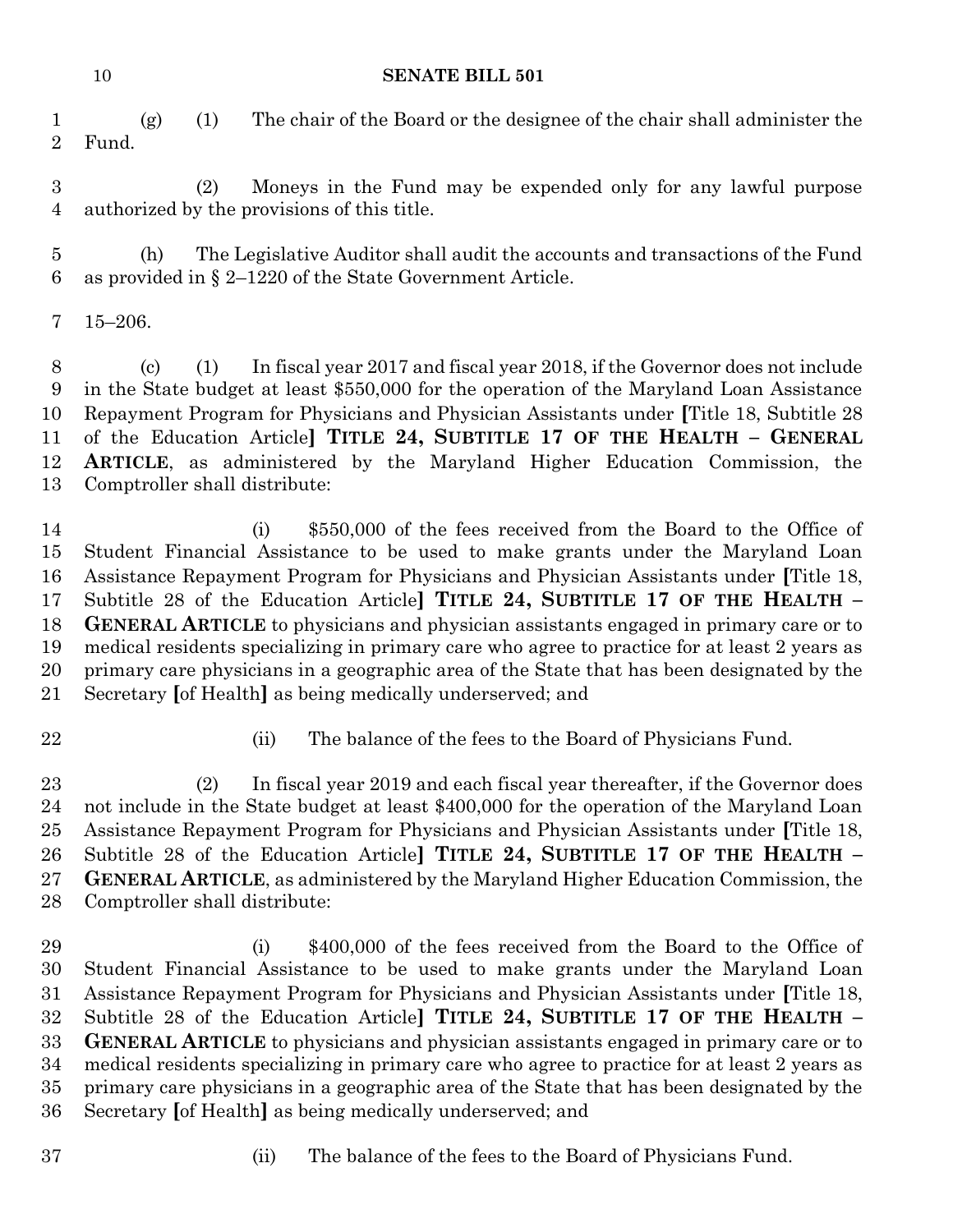(g) (1) The chair of the Board or the designee of the chair shall administer the Fund.

(2) Moneys in the Fund may be expended only for any lawful purpose authorized by the provisions of this title.

(h) The Legislative Auditor shall audit the accounts and transactions of the Fund as provided in § 2–1220 of the State Government Article.

15–206.

(c) (1) In fiscal year 2017 and fiscal year 2018, if the Governor does not include in the State budget at least $550,000 for the operation of the Maryland Loan Assistance Repayment Program for Physicians and Physician Assistants under **[**Title 18, Subtitle 28 of the Education Article**]** **TITLE 24, SUBTITLE 17 OF THE HEALTH – GENERAL ARTICLE**, as administered by the Maryland Higher Education Commission, the Comptroller shall distribute:

(i) $550,000 of the fees received from the Board to the Office of Student Financial Assistance to be used to make grants under the Maryland Loan Assistance Repayment Program for Physicians and Physician Assistants under **[**Title 18, Subtitle 28 of the Education Article**]** **TITLE 24, SUBTITLE 17 OF THE HEALTH – GENERAL ARTICLE** to physicians and physician assistants engaged in primary care or to medical residents specializing in primary care who agree to practice for at least 2 years as primary care physicians in a geographic area of the State that has been designated by the Secretary **[**of Health**]** as being medically underserved; and

(ii) The balance of the fees to the Board of Physicians Fund.

(2) In fiscal year 2019 and each fiscal year thereafter, if the Governor does not include in the State budget at least $400,000 for the operation of the Maryland Loan Assistance Repayment Program for Physicians and Physician Assistants under **[**Title 18, Subtitle 28 of the Education Article**]** **TITLE 24, SUBTITLE 17 OF THE HEALTH – GENERAL ARTICLE**, as administered by the Maryland Higher Education Commission, the Comptroller shall distribute:

(i) $400,000 of the fees received from the Board to the Office of Student Financial Assistance to be used to make grants under the Maryland Loan Assistance Repayment Program for Physicians and Physician Assistants under **[**Title 18, Subtitle 28 of the Education Article**]** **TITLE 24, SUBTITLE 17 OF THE HEALTH – GENERAL ARTICLE** to physicians and physician assistants engaged in primary care or to medical residents specializing in primary care who agree to practice for at least 2 years as primary care physicians in a geographic area of the State that has been designated by the Secretary **[**of Health**]** as being medically underserved; and

(ii) The balance of the fees to the Board of Physicians Fund.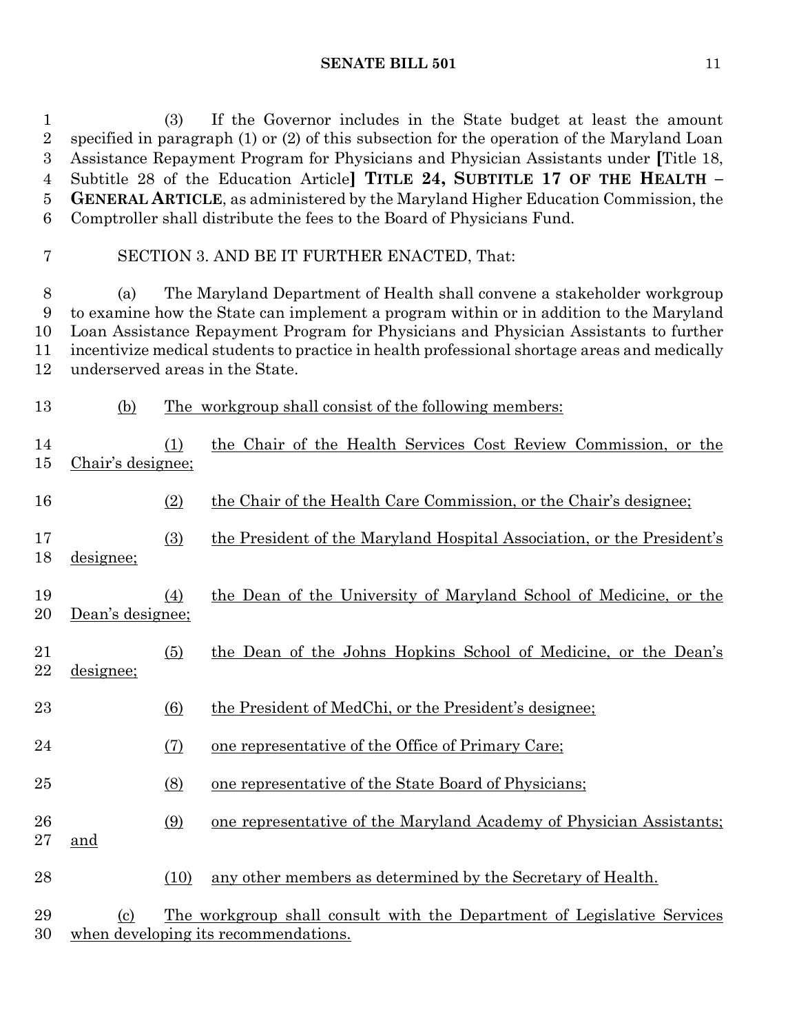(3) If the Governor includes in the State budget at least the amount specified in paragraph (1) or (2) of this subsection for the operation of the Maryland Loan Assistance Repayment Program for Physicians and Physician Assistants under **[**Title 18, Subtitle 28 of the Education Article**]** **TITLE 24, SUBTITLE 17 OF THE HEALTH – GENERAL ARTICLE**, as administered by the Maryland Higher Education Commission, the Comptroller shall distribute the fees to the Board of Physicians Fund.

SECTION 3. AND BE IT FURTHER ENACTED, That:

(a) The Maryland Department of Health shall convene a stakeholder workgroup to examine how the State can implement a program within or in addition to the Maryland Loan Assistance Repayment Program for Physicians and Physician Assistants to further incentivize medical students to practice in health professional shortage areas and medically underserved areas in the State.

<u>(b) The workgroup shall consist of the following members:</u>

<u>(1) the Chair of the Health Services Cost Review Commission, or the Chair's designee;</u>

<u>(2) the Chair of the Health Care Commission, or the Chair's designee;</u>

<u>(3) the President of the Maryland Hospital Association, or the President's designee;</u>

<u>(4) the Dean of the University of Maryland School of Medicine, or the Dean's designee;</u>

<u>(5) the Dean of the Johns Hopkins School of Medicine, or the Dean's designee;</u>

<u>(6) the President of MedChi, or the President's designee;</u>

<u>(7) one representative of the Office of Primary Care;</u>

<u>(8) one representative of the State Board of Physicians;</u>

<u>(9) one representative of the Maryland Academy of Physician Assistants; and</u>

<u>(10) any other members as determined by the Secretary of Health.</u>

<u>(c) The workgroup shall consult with the Department of Legislative Services when developing its recommendations.</u>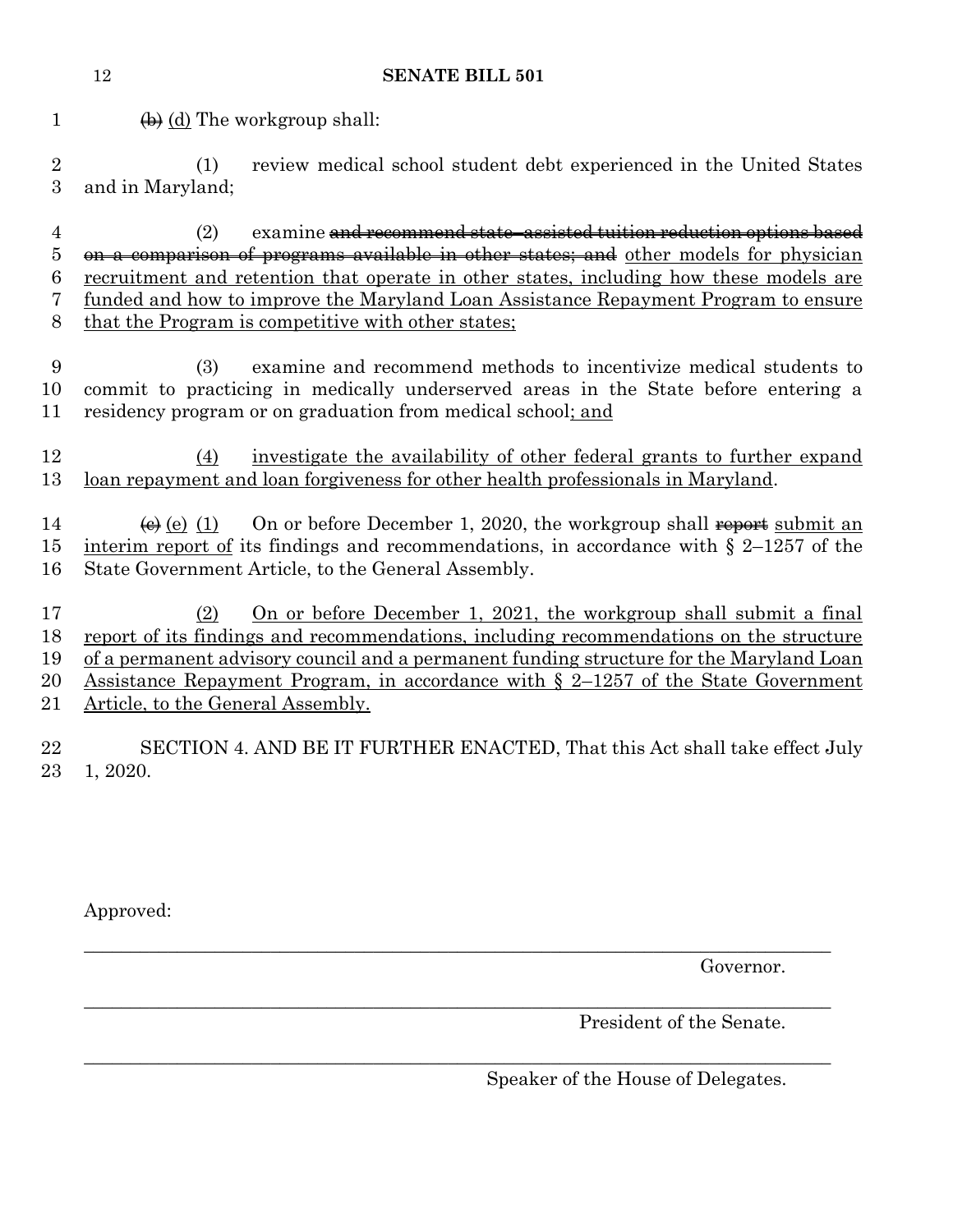(b) (d) The workgroup shall:

(1) review medical school student debt experienced in the United States and in Maryland;

(2) examine ~~and recommend state–assisted tuition reduction options based on a comparison of programs available in other states; and~~ other models for physician recruitment and retention that operate in other states, including how these models are funded and how to improve the Maryland Loan Assistance Repayment Program to ensure that the Program is competitive with other states;

(3) examine and recommend methods to incentivize medical students to commit to practicing in medically underserved areas in the State before entering a residency program or on graduation from medical school; and

(4) investigate the availability of other federal grants to further expand loan repayment and loan forgiveness for other health professionals in Maryland.

(c) (e) (1) On or before December 1, 2020, the workgroup shall ~~report~~ submit an interim report of its findings and recommendations, in accordance with § 2–1257 of the State Government Article, to the General Assembly.

(2) On or before December 1, 2021, the workgroup shall submit a final report of its findings and recommendations, including recommendations on the structure of a permanent advisory council and a permanent funding structure for the Maryland Loan Assistance Repayment Program, in accordance with § 2–1257 of the State Government Article, to the General Assembly.

SECTION 4. AND BE IT FURTHER ENACTED, That this Act shall take effect July 1, 2020.

Approved:

\_\_\_\_\_\_\_\_\_\_\_\_\_\_\_\_\_\_\_\_\_\_\_\_\_\_\_\_\_\_\_\_\_\_\_\_\_\_\_\_\_\_\_\_\_\_\_\_\_\_\_\_\_\_\_\_\_\_\_\_\_\_\_\_\_\_\_\_\_\_\_\_\_\_\_\_\_\_

Governor.

\_\_\_\_\_\_\_\_\_\_\_\_\_\_\_\_\_\_\_\_\_\_\_\_\_\_\_\_\_\_\_\_\_\_\_\_\_\_\_\_\_\_\_\_\_\_\_\_\_\_\_\_\_\_\_\_\_\_\_\_\_\_\_\_\_\_\_\_\_\_\_\_\_\_\_\_\_\_

President of the Senate.

\_\_\_\_\_\_\_\_\_\_\_\_\_\_\_\_\_\_\_\_\_\_\_\_\_\_\_\_\_\_\_\_\_\_\_\_\_\_\_\_\_\_\_\_\_\_\_\_\_\_\_\_\_\_\_\_\_\_\_\_\_\_\_\_\_\_\_\_\_\_\_\_\_\_\_\_\_\_

Speaker of the House of Delegates.